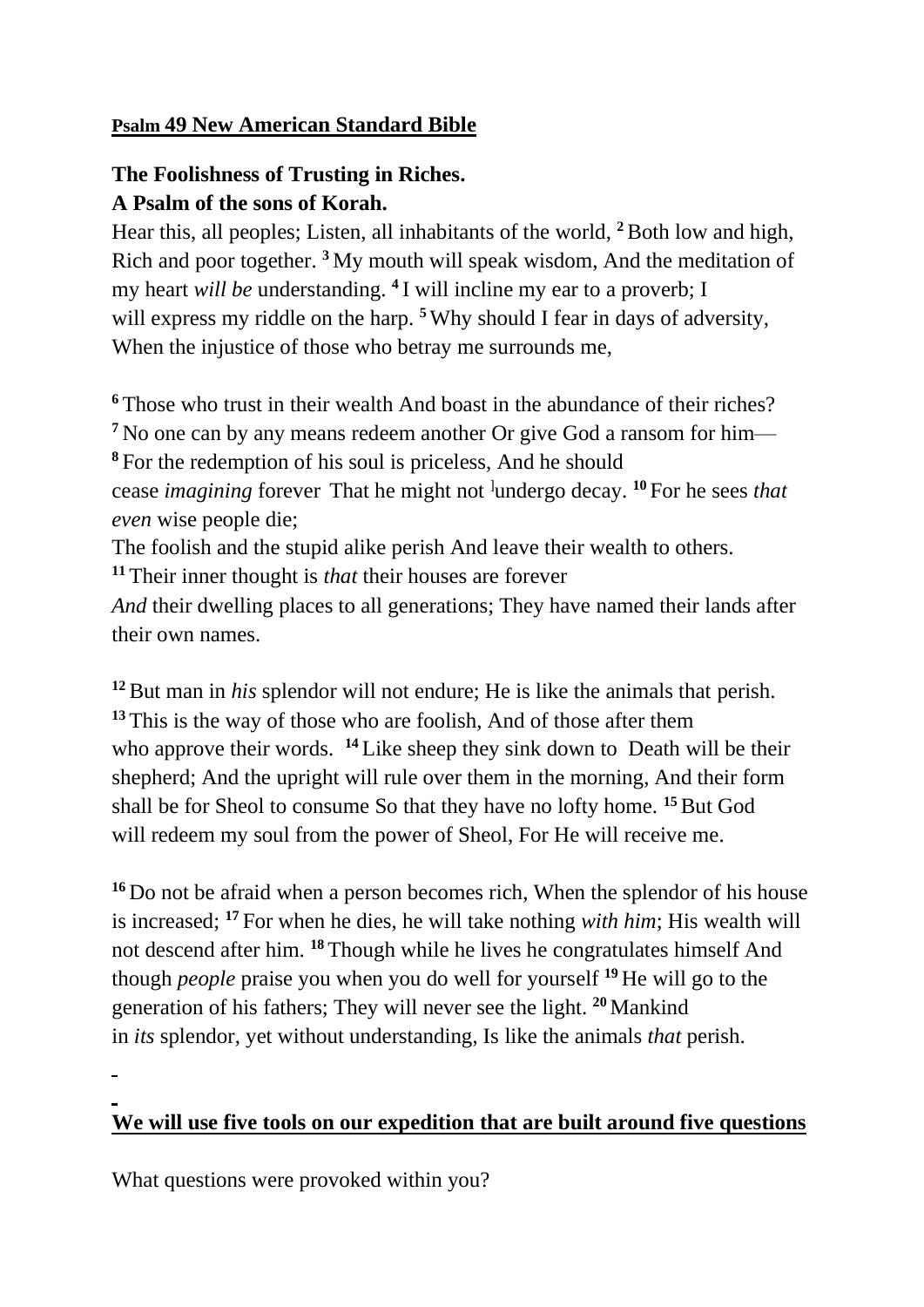**Psalm 49 New American Standard Bible**

**The Foolishness of Trusting in Riches.**
**A Psalm of the sons of Korah.**

Hear this, all peoples; Listen, all inhabitants of the world, **2** Both low and high, Rich and poor together. **3** My mouth will speak wisdom, And the meditation of my heart *will be* understanding. **4** I will incline my ear to a proverb; I will express my riddle on the harp. **5** Why should I fear in days of adversity, When the injustice of those who betray me surrounds me,

**6** Those who trust in their wealth And boast in the abundance of their riches?
**7** No one can by any means redeem another Or give God a ransom for him—
**8** For the redemption of his soul is priceless, And he should cease *imagining* forever That he might not ]undergo decay. **10** For he sees *that even* wise people die;
The foolish and the stupid alike perish And leave their wealth to others.
**11** Their inner thought is *that* their houses are forever
*And* their dwelling places to all generations; They have named their lands after their own names.

**12** But man in *his* splendor will not endure; He is like the animals that perish.
**13** This is the way of those who are foolish, And of those after them who approve their words. **14** Like sheep they sink down to Death will be their shepherd; And the upright will rule over them in the morning, And their form shall be for Sheol to consume So that they have no lofty home. **15** But God will redeem my soul from the power of Sheol, For He will receive me.

**16** Do not be afraid when a person becomes rich, When the splendor of his house is increased; **17** For when he dies, he will take nothing *with him*; His wealth will not descend after him. **18** Though while he lives he congratulates himself And though *people* praise you when you do well for yourself **19** He will go to the generation of his fathers; They will never see the light. **20** Mankind in *its* splendor, yet without understanding, Is like the animals *that* perish.

**We will use five tools on our expedition that are built around five questions**

What questions were provoked within you?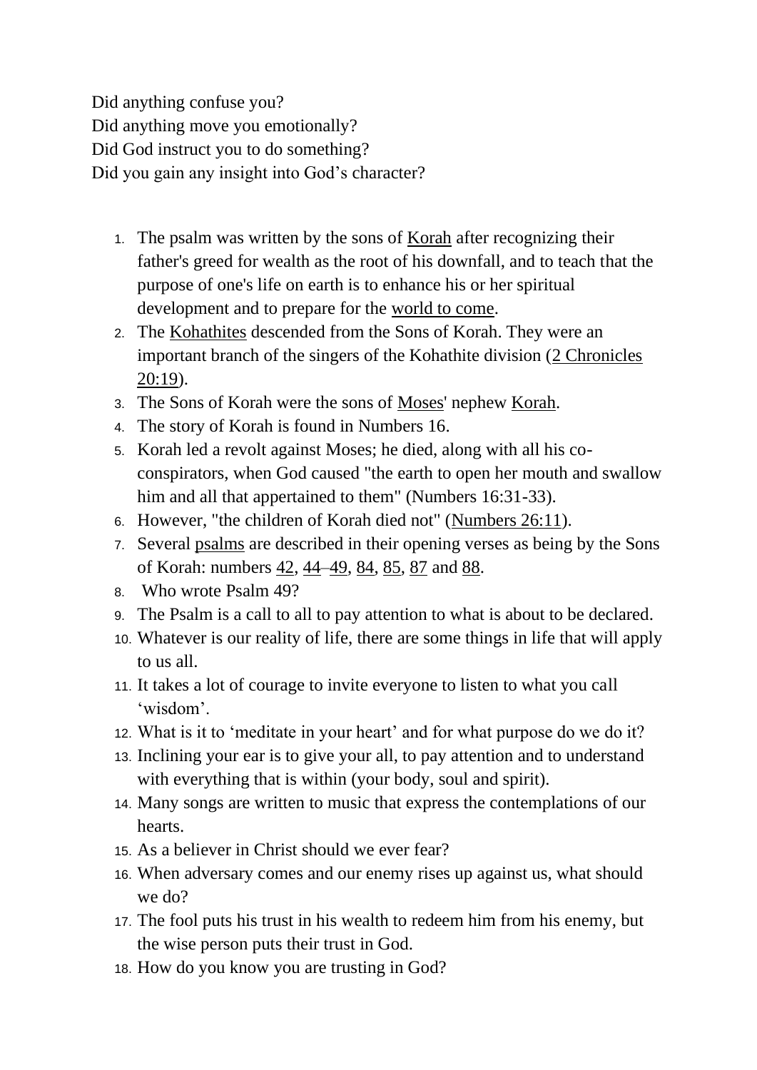Did anything confuse you?
Did anything move you emotionally?
Did God instruct you to do something?
Did you gain any insight into God's character?

1. The psalm was written by the sons of Korah after recognizing their father's greed for wealth as the root of his downfall, and to teach that the purpose of one's life on earth is to enhance his or her spiritual development and to prepare for the world to come.
2. The Kohathites descended from the Sons of Korah. They were an important branch of the singers of the Kohathite division (2 Chronicles 20:19).
3. The Sons of Korah were the sons of Moses' nephew Korah.
4. The story of Korah is found in Numbers 16.
5. Korah led a revolt against Moses; he died, along with all his co-conspirators, when God caused "the earth to open her mouth and swallow him and all that appertained to them" (Numbers 16:31-33).
6. However, "the children of Korah died not" (Numbers 26:11).
7. Several psalms are described in their opening verses as being by the Sons of Korah: numbers 42, 44–49, 84, 85, 87 and 88.
8. Who wrote Psalm 49?
9. The Psalm is a call to all to pay attention to what is about to be declared.
10. Whatever is our reality of life, there are some things in life that will apply to us all.
11. It takes a lot of courage to invite everyone to listen to what you call 'wisdom'.
12. What is it to 'meditate in your heart' and for what purpose do we do it?
13. Inclining your ear is to give your all, to pay attention and to understand with everything that is within (your body, soul and spirit).
14. Many songs are written to music that express the contemplations of our hearts.
15. As a believer in Christ should we ever fear?
16. When adversary comes and our enemy rises up against us, what should we do?
17. The fool puts his trust in his wealth to redeem him from his enemy, but the wise person puts their trust in God.
18. How do you know you are trusting in God?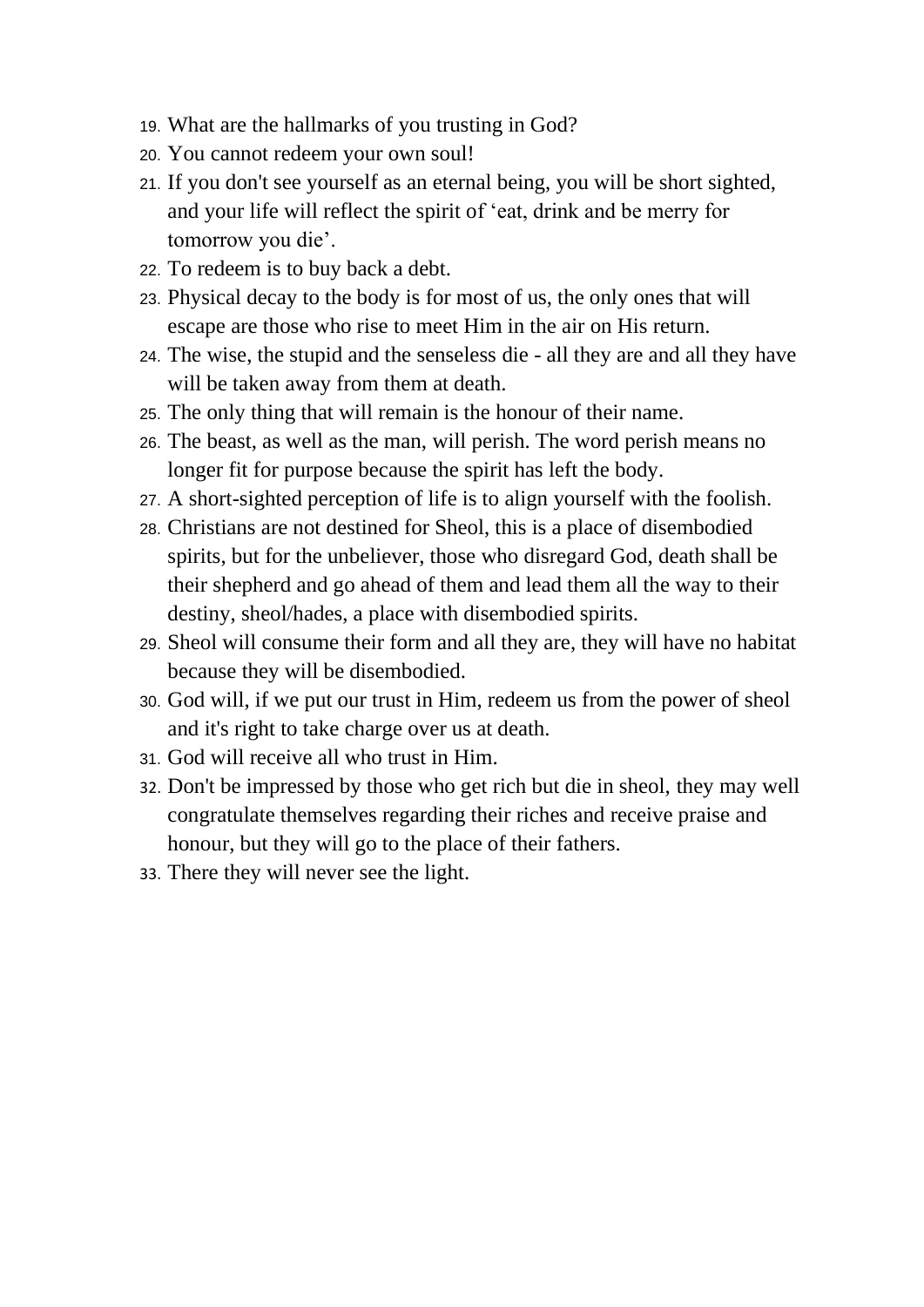19. What are the hallmarks of you trusting in God?
20. You cannot redeem your own soul!
21. If you don't see yourself as an eternal being, you will be short sighted, and your life will reflect the spirit of ‘eat, drink and be merry for tomorrow you die’.
22. To redeem is to buy back a debt.
23. Physical decay to the body is for most of us, the only ones that will escape are those who rise to meet Him in the air on His return.
24. The wise, the stupid and the senseless die - all they are and all they have will be taken away from them at death.
25. The only thing that will remain is the honour of their name.
26. The beast, as well as the man, will perish. The word perish means no longer fit for purpose because the spirit has left the body.
27. A short-sighted perception of life is to align yourself with the foolish.
28. Christians are not destined for Sheol, this is a place of disembodied spirits, but for the unbeliever, those who disregard God, death shall be their shepherd and go ahead of them and lead them all the way to their destiny, sheol/hades, a place with disembodied spirits.
29. Sheol will consume their form and all they are, they will have no habitat because they will be disembodied.
30. God will, if we put our trust in Him, redeem us from the power of sheol and it's right to take charge over us at death.
31. God will receive all who trust in Him.
32. Don't be impressed by those who get rich but die in sheol, they may well congratulate themselves regarding their riches and receive praise and honour, but they will go to the place of their fathers.
33. There they will never see the light.